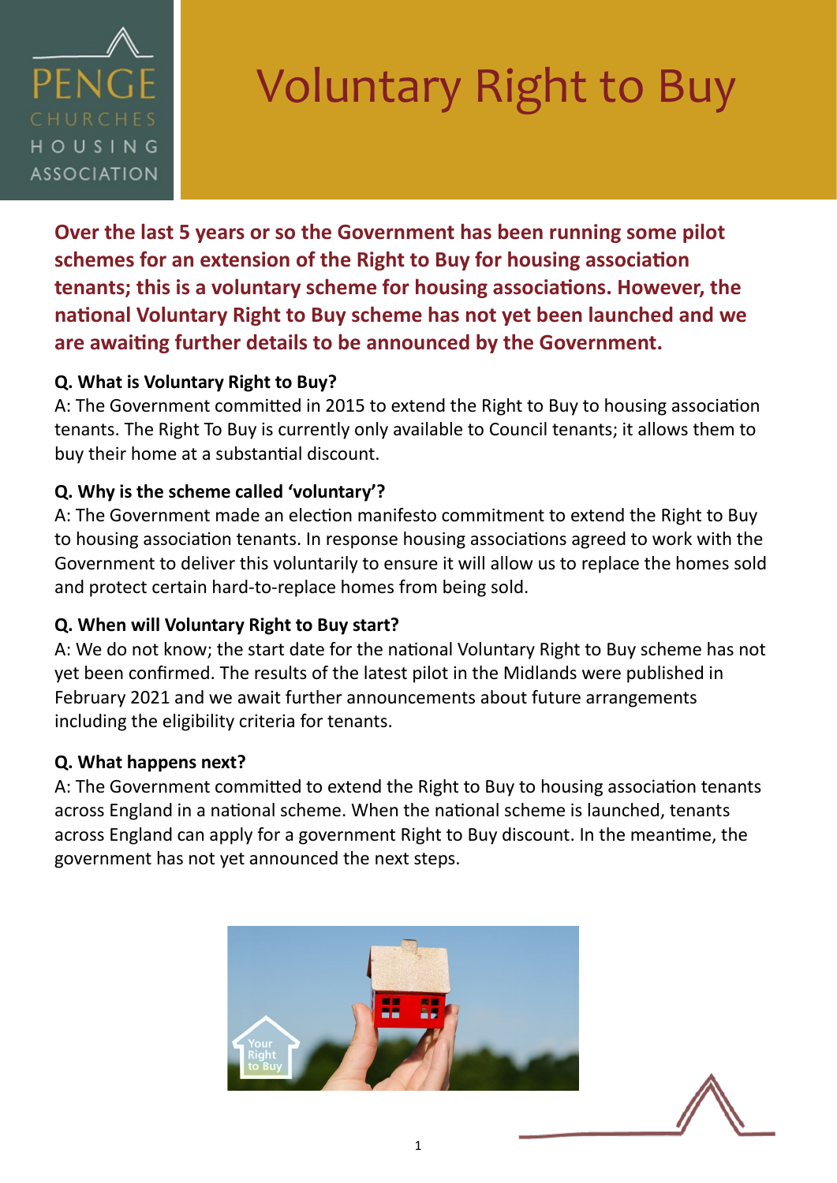# Voluntary Right to Buy

**Over the last 5 years or so the Government has been running some pilot schemes for an extension of the Right to Buy for housing association tenants; this is a voluntary scheme for housing associations. However, the national Voluntary Right to Buy scheme has not yet been launched and we are awaiting further details to be announced by the Government.**

**Q. What is Voluntary Right to Buy?**
A: The Government committed in 2015 to extend the Right to Buy to housing association tenants. The Right To Buy is currently only available to Council tenants; it allows them to buy their home at a substantial discount.

**Q. Why is the scheme called 'voluntary'?**
A: The Government made an election manifesto commitment to extend the Right to Buy to housing association tenants. In response housing associations agreed to work with the Government to deliver this voluntarily to ensure it will allow us to replace the homes sold and protect certain hard-to-replace homes from being sold.

**Q. When will Voluntary Right to Buy start?**
A: We do not know; the start date for the national Voluntary Right to Buy scheme has not yet been confirmed. The results of the latest pilot in the Midlands were published in February 2021 and we await further announcements about future arrangements including the eligibility criteria for tenants.

**Q. What happens next?**
A: The Government committed to extend the Right to Buy to housing association tenants across England in a national scheme. When the national scheme is launched, tenants across England can apply for a government Right to Buy discount. In the meantime, the government has not yet announced the next steps.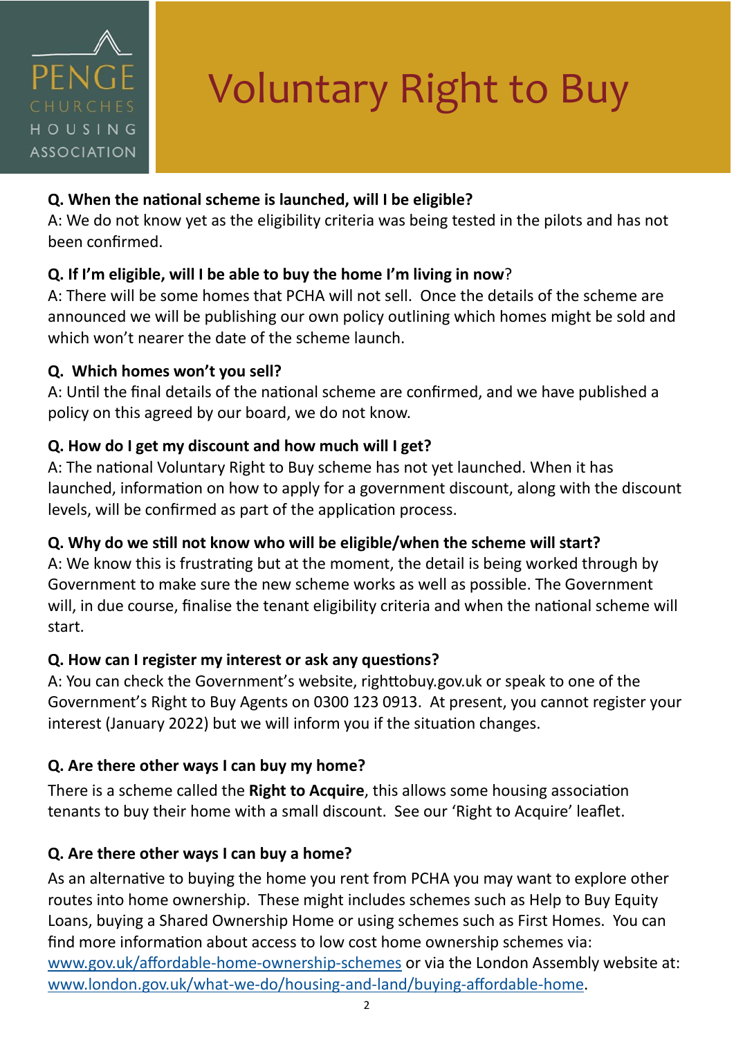PENGE CHURCHES HOUSING ASSOCIATION

# Voluntary Right to Buy

**Q. When the national scheme is launched, will I be eligible?**

A: We do not know yet as the eligibility criteria was being tested in the pilots and has not been confirmed.

**Q. If I'm eligible, will I be able to buy the home I'm living in now?**

A: There will be some homes that PCHA will not sell. Once the details of the scheme are announced we will be publishing our own policy outlining which homes might be sold and which won't nearer the date of the scheme launch.

**Q. Which homes won't you sell?**

A: Until the final details of the national scheme are confirmed, and we have published a policy on this agreed by our board, we do not know.

**Q. How do I get my discount and how much will I get?**

A: The national Voluntary Right to Buy scheme has not yet launched. When it has launched, information on how to apply for a government discount, along with the discount levels, will be confirmed as part of the application process.

**Q. Why do we still not know who will be eligible/when the scheme will start?**

A: We know this is frustrating but at the moment, the detail is being worked through by Government to make sure the new scheme works as well as possible. The Government will, in due course, finalise the tenant eligibility criteria and when the national scheme will start.

**Q. How can I register my interest or ask any questions?**

A: You can check the Government's website, righttobuy.gov.uk or speak to one of the Government's Right to Buy Agents on 0300 123 0913. At present, you cannot register your interest (January 2022) but we will inform you if the situation changes.

**Q. Are there other ways I can buy my home?**

There is a scheme called the **Right to Acquire**, this allows some housing association tenants to buy their home with a small discount. See our 'Right to Acquire' leaflet.

**Q. Are there other ways I can buy a home?**

As an alternative to buying the home you rent from PCHA you may want to explore other routes into home ownership. These might includes schemes such as Help to Buy Equity Loans, buying a Shared Ownership Home or using schemes such as First Homes. You can find more information about access to low cost home ownership schemes via: [www.gov.uk/affordable-home-ownership-schemes](http://www.gov.uk/affordable-home-ownership-schemes) or via the London Assembly website at: [www.london.gov.uk/what-we-do/housing-and-land/buying-affordable-home](http://www.london.gov.uk/what-we-do/housing-and-land/buying-affordable-home).